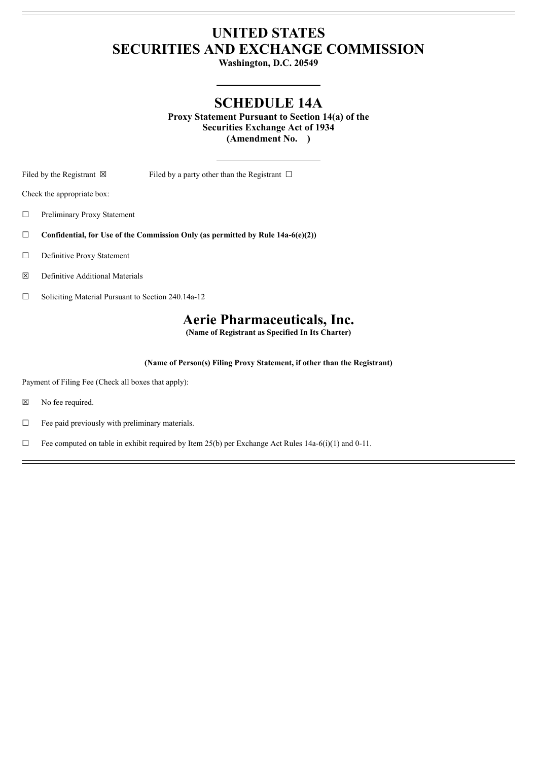# UNITED STATES
# SECURITIES AND EXCHANGE COMMISSION

**Washington, D.C. 20549**

## SCHEDULE 14A

**Proxy Statement Pursuant to Section 14(a) of the Securities Exchange Act of 1934 (Amendment No. )**

Filed by the Registrant ☒ Filed by a party other than the Registrant ☐

Check the appropriate box:

☐ Preliminary Proxy Statement

☐ **Confidential, for Use of the Commission Only (as permitted by Rule 14a-6(e)(2))**

☐ Definitive Proxy Statement

☒ Definitive Additional Materials

☐ Soliciting Material Pursuant to Section 240.14a-12

## Aerie Pharmaceuticals, Inc.

**(Name of Registrant as Specified In Its Charter)**

**(Name of Person(s) Filing Proxy Statement, if other than the Registrant)**

Payment of Filing Fee (Check all boxes that apply):

☒ No fee required.

☐ Fee paid previously with preliminary materials.

☐ Fee computed on table in exhibit required by Item 25(b) per Exchange Act Rules 14a-6(i)(1) and 0-11.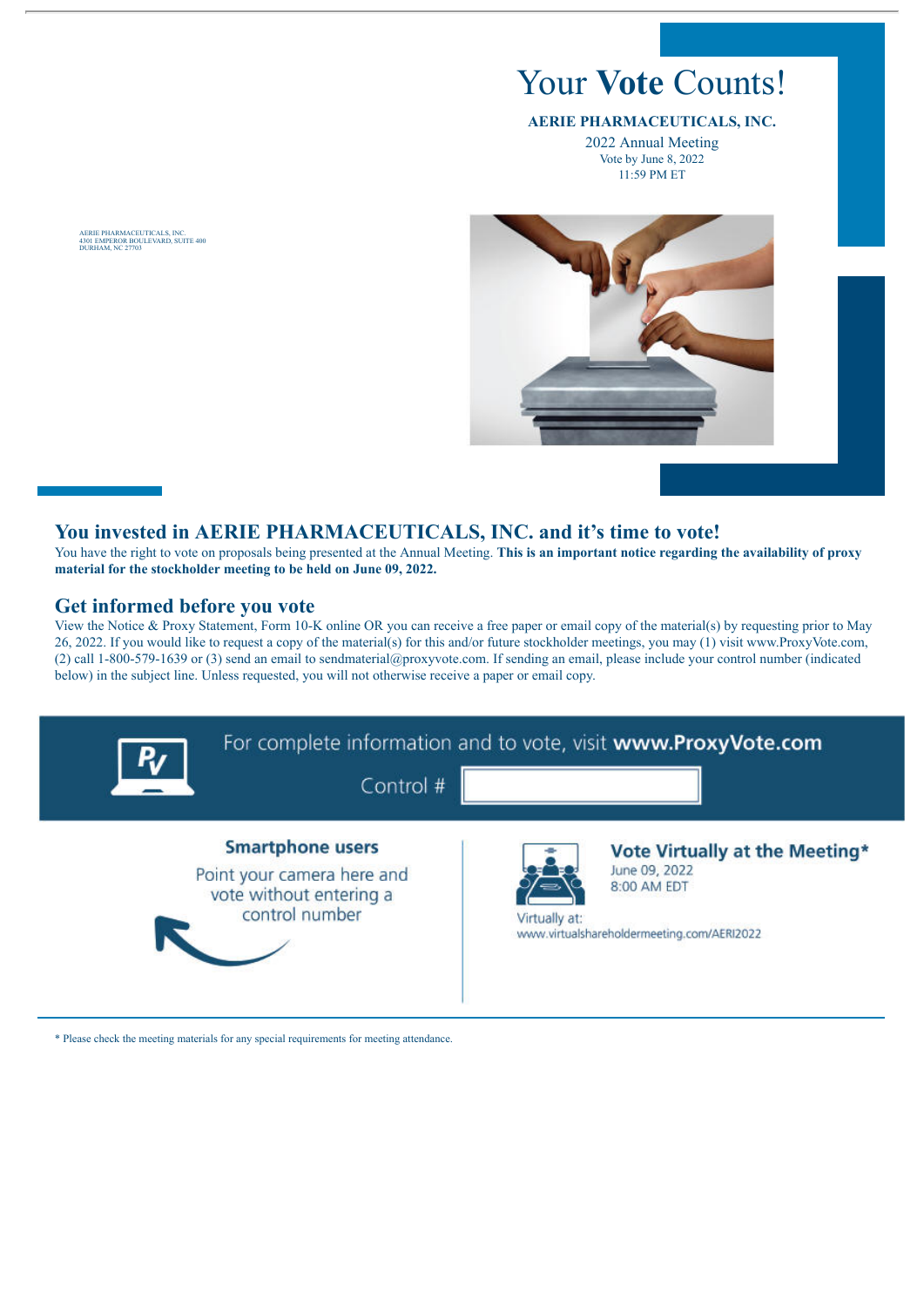# Your **Vote** Counts!

**AERIE PHARMACEUTICALS, INC.**

2022 Annual Meeting
Vote by June 8, 2022
11:59 PM ET

AERIE PHARMACEUTICALS, INC.
4301 EMPEROR BOULEVARD, SUITE 400
DURHAM, NC 27703

## You invested in AERIE PHARMACEUTICALS, INC. and it's time to vote!

You have the right to vote on proposals being presented at the Annual Meeting. **This is an important notice regarding the availability of proxy material for the stockholder meeting to be held on June 09, 2022.**

## Get informed before you vote

View the Notice & Proxy Statement, Form 10-K online OR you can receive a free paper or email copy of the material(s) by requesting prior to May 26, 2022. If you would like to request a copy of the material(s) for this and/or future stockholder meetings, you may (1) visit www.ProxyVote.com, (2) call 1-800-579-1639 or (3) send an email to sendmaterial@proxyvote.com. If sending an email, please include your control number (indicated below) in the subject line. Unless requested, you will not otherwise receive a paper or email copy.

For complete information and to vote, visit **www.ProxyVote.com**

Control #

**Smartphone users**

Point your camera here and vote without entering a control number

**Vote Virtually at the Meeting***

June 09, 2022
8:00 AM EDT

Virtually at:
www.virtualshareholdermeeting.com/AERI2022

* Please check the meeting materials for any special requirements for meeting attendance.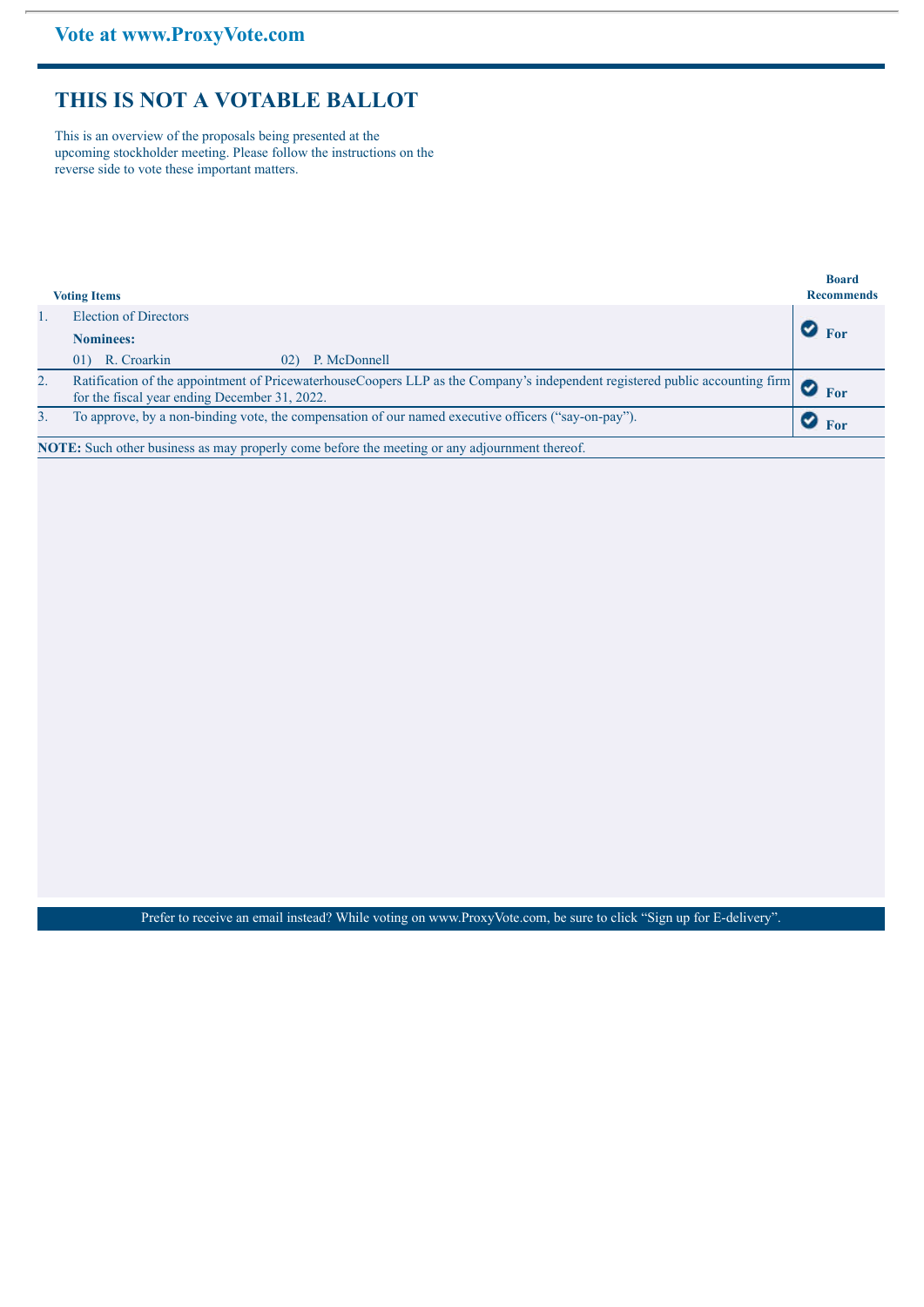## Vote at www.ProxyVote.com

# THIS IS NOT A VOTABLE BALLOT

This is an overview of the proposals being presented at the upcoming stockholder meeting. Please follow the instructions on the reverse side to vote these important matters.

| | Voting Items | Board Recommends |
|---|---|---|
| 1. | Election of Directors<br>**Nominees:**<br>01) R. Croarkin 02) P. McDonnell | **For** |
| 2. | Ratification of the appointment of PricewaterhouseCoopers LLP as the Company's independent registered public accounting firm for the fiscal year ending December 31, 2022. | **For** |
| 3. | To approve, by a non-binding vote, the compensation of our named executive officers ("say-on-pay"). | **For** |

**NOTE:** Such other business as may properly come before the meeting or any adjournment thereof.

Prefer to receive an email instead? While voting on www.ProxyVote.com, be sure to click "Sign up for E-delivery".